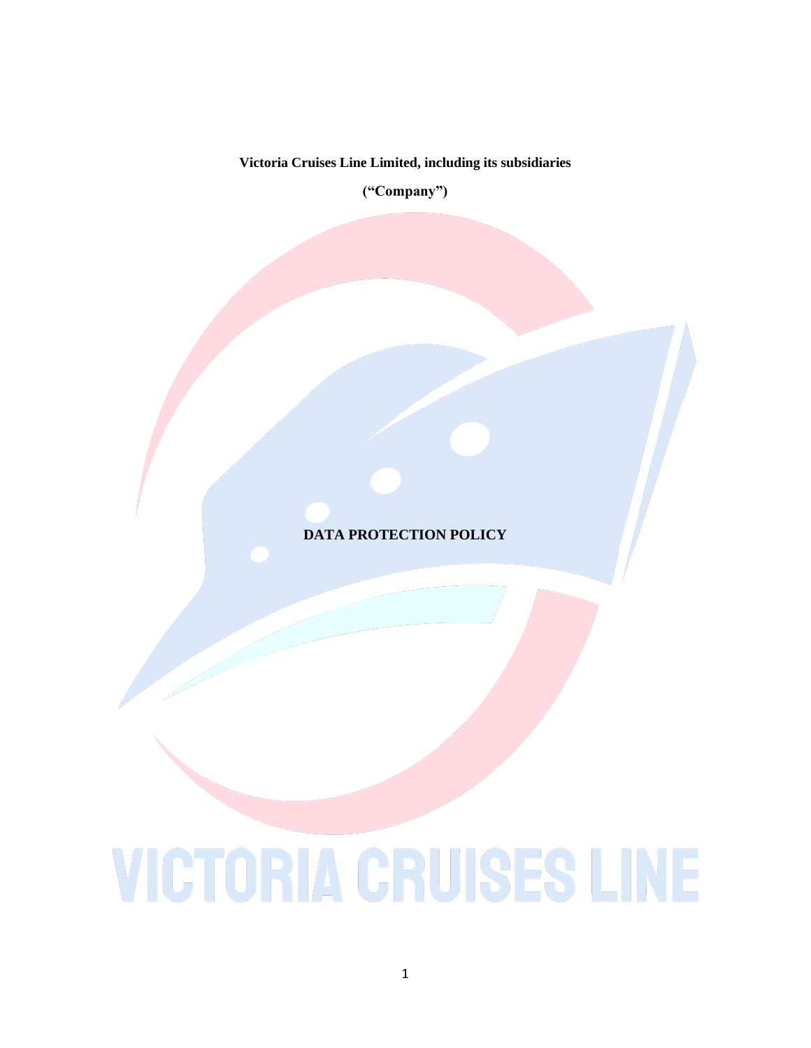**Victoria Cruises Line Limited, including its subsidiaries**

**(“Company”)**

# DATA PROTECTION POLICY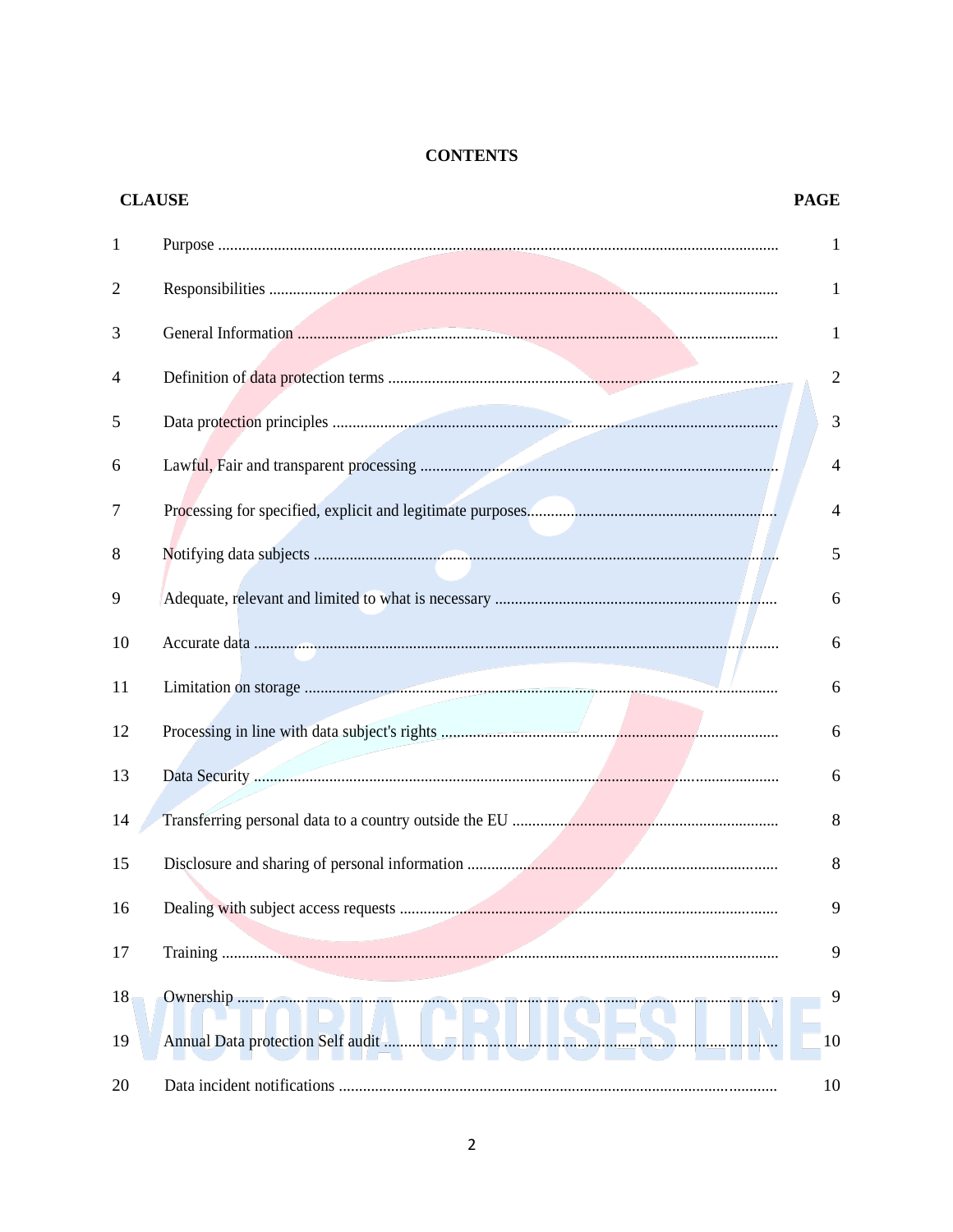# CONTENTS

| CLAUSE | | PAGE |
|---|---|---|
| 1 | Purpose | 1 |
| 2 | Responsibilities | 1 |
| 3 | General Information | 1 |
| 4 | Definition of data protection terms | 2 |
| 5 | Data protection principles | 3 |
| 6 | Lawful, Fair and transparent processing | 4 |
| 7 | Processing for specified, explicit and legitimate purposes | 4 |
| 8 | Notifying data subjects | 5 |
| 9 | Adequate, relevant and limited to what is necessary | 6 |
| 10 | Accurate data | 6 |
| 11 | Limitation on storage | 6 |
| 12 | Processing in line with data subject's rights | 6 |
| 13 | Data Security | 6 |
| 14 | Transferring personal data to a country outside the EU | 8 |
| 15 | Disclosure and sharing of personal information | 8 |
| 16 | Dealing with subject access requests | 9 |
| 17 | Training | 9 |
| 18 | Ownership | 9 |
| 19 | Annual Data protection Self audit | 10 |
| 20 | Data incident notifications | 10 |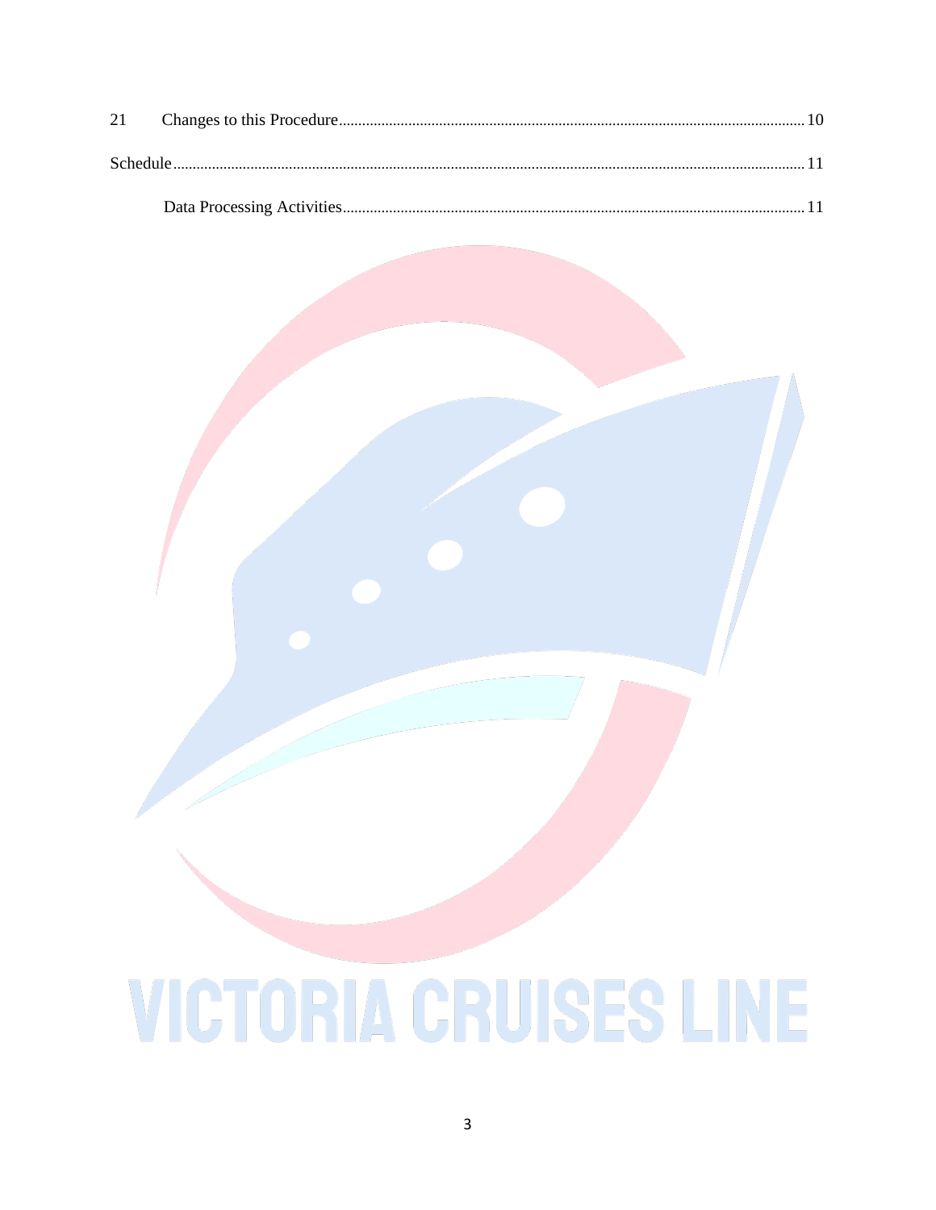21 Changes to this Procedure........................................................................................................................10

Schedule....................................................................................................................................................11

Data Processing Activities.......................................................................................................................11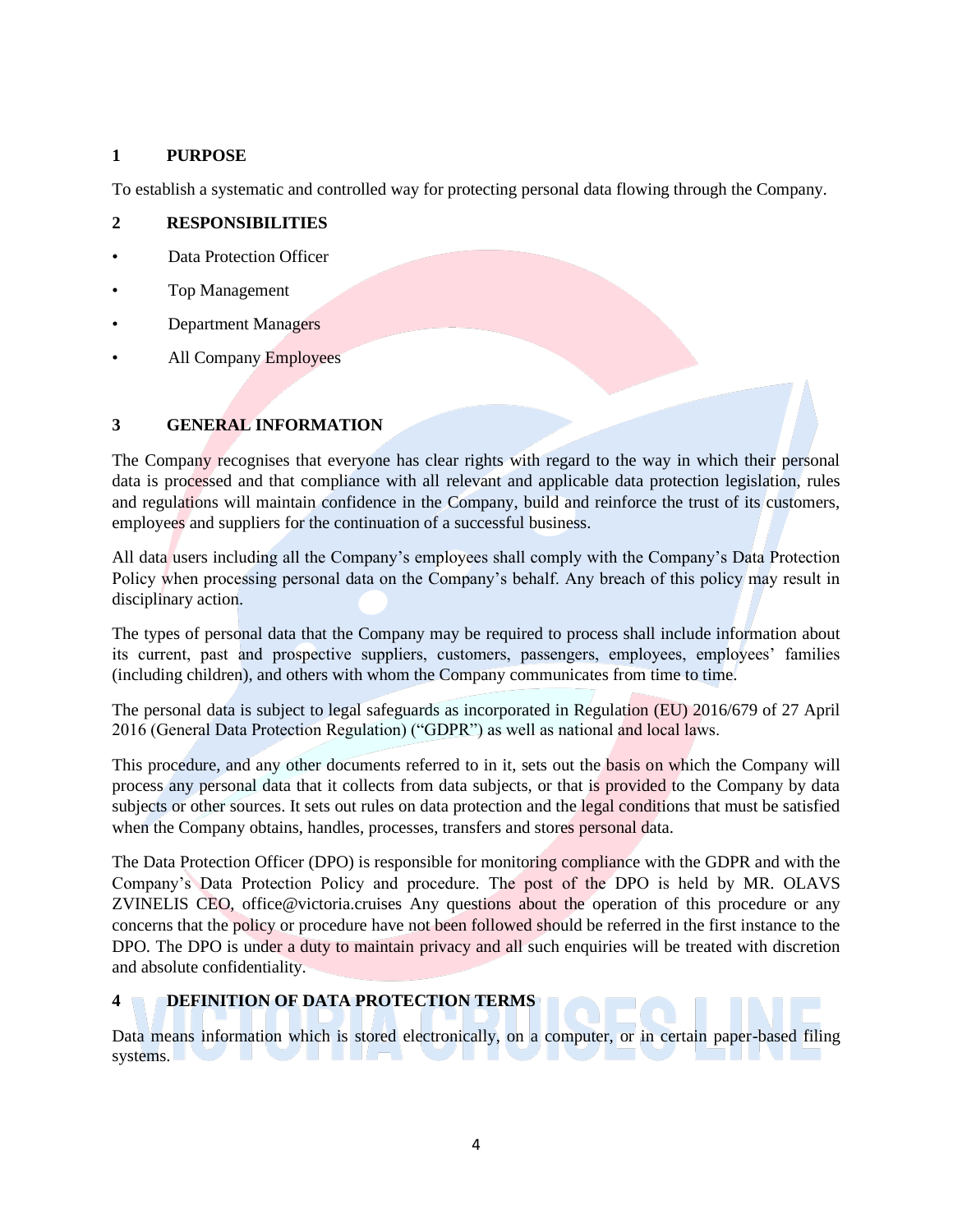## 1 PURPOSE

To establish a systematic and controlled way for protecting personal data flowing through the Company.

## 2 RESPONSIBILITIES

- Data Protection Officer
- Top Management
- Department Managers
- All Company Employees

## 3 GENERAL INFORMATION

The Company recognises that everyone has clear rights with regard to the way in which their personal data is processed and that compliance with all relevant and applicable data protection legislation, rules and regulations will maintain confidence in the Company, build and reinforce the trust of its customers, employees and suppliers for the continuation of a successful business.

All data users including all the Company's employees shall comply with the Company's Data Protection Policy when processing personal data on the Company's behalf. Any breach of this policy may result in disciplinary action.

The types of personal data that the Company may be required to process shall include information about its current, past and prospective suppliers, customers, passengers, employees, employees' families (including children), and others with whom the Company communicates from time to time.

The personal data is subject to legal safeguards as incorporated in Regulation (EU) 2016/679 of 27 April 2016 (General Data Protection Regulation) ("GDPR") as well as national and local laws.

This procedure, and any other documents referred to in it, sets out the basis on which the Company will process any personal data that it collects from data subjects, or that is provided to the Company by data subjects or other sources. It sets out rules on data protection and the legal conditions that must be satisfied when the Company obtains, handles, processes, transfers and stores personal data.

The Data Protection Officer (DPO) is responsible for monitoring compliance with the GDPR and with the Company's Data Protection Policy and procedure. The post of the DPO is held by MR. OLAVS ZVINELIS CEO, office@victoria.cruises Any questions about the operation of this procedure or any concerns that the policy or procedure have not been followed should be referred in the first instance to the DPO. The DPO is under a duty to maintain privacy and all such enquiries will be treated with discretion and absolute confidentiality.

## 4 DEFINITION OF DATA PROTECTION TERMS

Data means information which is stored electronically, on a computer, or in certain paper-based filing systems.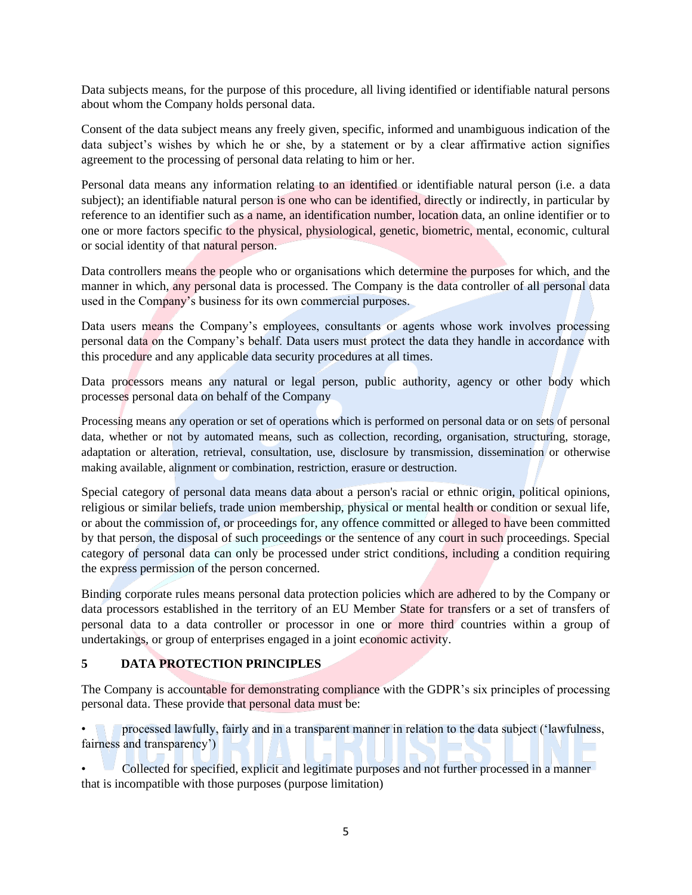Data subjects means, for the purpose of this procedure, all living identified or identifiable natural persons about whom the Company holds personal data.

Consent of the data subject means any freely given, specific, informed and unambiguous indication of the data subject's wishes by which he or she, by a statement or by a clear affirmative action signifies agreement to the processing of personal data relating to him or her.

Personal data means any information relating to an identified or identifiable natural person (i.e. a data subject); an identifiable natural person is one who can be identified, directly or indirectly, in particular by reference to an identifier such as a name, an identification number, location data, an online identifier or to one or more factors specific to the physical, physiological, genetic, biometric, mental, economic, cultural or social identity of that natural person.

Data controllers means the people who or organisations which determine the purposes for which, and the manner in which, any personal data is processed. The Company is the data controller of all personal data used in the Company's business for its own commercial purposes.

Data users means the Company's employees, consultants or agents whose work involves processing personal data on the Company's behalf. Data users must protect the data they handle in accordance with this procedure and any applicable data security procedures at all times.

Data processors means any natural or legal person, public authority, agency or other body which processes personal data on behalf of the Company

Processing means any operation or set of operations which is performed on personal data or on sets of personal data, whether or not by automated means, such as collection, recording, organisation, structuring, storage, adaptation or alteration, retrieval, consultation, use, disclosure by transmission, dissemination or otherwise making available, alignment or combination, restriction, erasure or destruction.

Special category of personal data means data about a person's racial or ethnic origin, political opinions, religious or similar beliefs, trade union membership, physical or mental health or condition or sexual life, or about the commission of, or proceedings for, any offence committed or alleged to have been committed by that person, the disposal of such proceedings or the sentence of any court in such proceedings. Special category of personal data can only be processed under strict conditions, including a condition requiring the express permission of the person concerned.

Binding corporate rules means personal data protection policies which are adhered to by the Company or data processors established in the territory of an EU Member State for transfers or a set of transfers of personal data to a data controller or processor in one or more third countries within a group of undertakings, or group of enterprises engaged in a joint economic activity.

## 5 DATA PROTECTION PRINCIPLES

The Company is accountable for demonstrating compliance with the GDPR's six principles of processing personal data. These provide that personal data must be:

- processed lawfully, fairly and in a transparent manner in relation to the data subject ('lawfulness, fairness and transparency')
- Collected for specified, explicit and legitimate purposes and not further processed in a manner that is incompatible with those purposes (purpose limitation)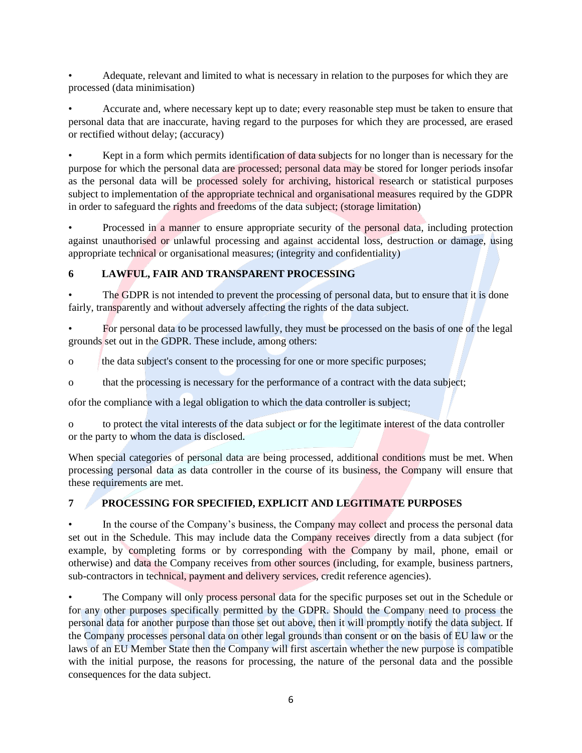- Adequate, relevant and limited to what is necessary in relation to the purposes for which they are processed (data minimisation)

- Accurate and, where necessary kept up to date; every reasonable step must be taken to ensure that personal data that are inaccurate, having regard to the purposes for which they are processed, are erased or rectified without delay; (accuracy)

- Kept in a form which permits identification of data subjects for no longer than is necessary for the purpose for which the personal data are processed; personal data may be stored for longer periods insofar as the personal data will be processed solely for archiving, historical research or statistical purposes subject to implementation of the appropriate technical and organisational measures required by the GDPR in order to safeguard the rights and freedoms of the data subject; (storage limitation)

- Processed in a manner to ensure appropriate security of the personal data, including protection against unauthorised or unlawful processing and against accidental loss, destruction or damage, using appropriate technical or organisational measures; (integrity and confidentiality)

## 6 LAWFUL, FAIR AND TRANSPARENT PROCESSING

- The GDPR is not intended to prevent the processing of personal data, but to ensure that it is done fairly, transparently and without adversely affecting the rights of the data subject.

- For personal data to be processed lawfully, they must be processed on the basis of one of the legal grounds set out in the GDPR. These include, among others:

  - the data subject's consent to the processing for one or more specific purposes;
  - that the processing is necessary for the performance of a contract with the data subject;
  - for the compliance with a legal obligation to which the data controller is subject;
  - to protect the vital interests of the data subject or for the legitimate interest of the data controller or the party to whom the data is disclosed.

When special categories of personal data are being processed, additional conditions must be met. When processing personal data as data controller in the course of its business, the Company will ensure that these requirements are met.

## 7 PROCESSING FOR SPECIFIED, EXPLICIT AND LEGITIMATE PURPOSES

- In the course of the Company's business, the Company may collect and process the personal data set out in the Schedule. This may include data the Company receives directly from a data subject (for example, by completing forms or by corresponding with the Company by mail, phone, email or otherwise) and data the Company receives from other sources (including, for example, business partners, sub-contractors in technical, payment and delivery services, credit reference agencies).

- The Company will only process personal data for the specific purposes set out in the Schedule or for any other purposes specifically permitted by the GDPR. Should the Company need to process the personal data for another purpose than those set out above, then it will promptly notify the data subject. If the Company processes personal data on other legal grounds than consent or on the basis of EU law or the laws of an EU Member State then the Company will first ascertain whether the new purpose is compatible with the initial purpose, the reasons for processing, the nature of the personal data and the possible consequences for the data subject.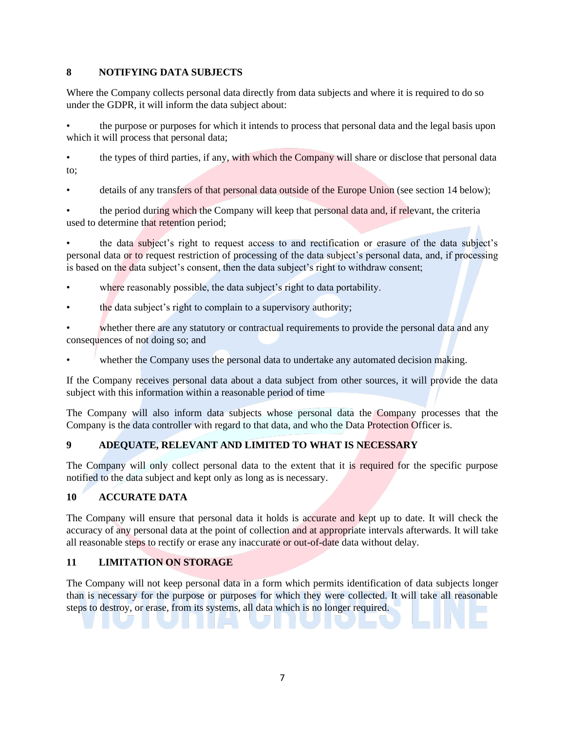## 8 NOTIFYING DATA SUBJECTS

Where the Company collects personal data directly from data subjects and where it is required to do so under the GDPR, it will inform the data subject about:

- the purpose or purposes for which it intends to process that personal data and the legal basis upon which it will process that personal data;
- the types of third parties, if any, with which the Company will share or disclose that personal data to;
- details of any transfers of that personal data outside of the Europe Union (see section 14 below);
- the period during which the Company will keep that personal data and, if relevant, the criteria used to determine that retention period;
- the data subject's right to request access to and rectification or erasure of the data subject's personal data or to request restriction of processing of the data subject's personal data, and, if processing is based on the data subject's consent, then the data subject's right to withdraw consent;
- where reasonably possible, the data subject's right to data portability.
- the data subject's right to complain to a supervisory authority;
- whether there are any statutory or contractual requirements to provide the personal data and any consequences of not doing so; and
- whether the Company uses the personal data to undertake any automated decision making.

If the Company receives personal data about a data subject from other sources, it will provide the data subject with this information within a reasonable period of time

The Company will also inform data subjects whose personal data the Company processes that the Company is the data controller with regard to that data, and who the Data Protection Officer is.

## 9 ADEQUATE, RELEVANT AND LIMITED TO WHAT IS NECESSARY

The Company will only collect personal data to the extent that it is required for the specific purpose notified to the data subject and kept only as long as is necessary.

## 10 ACCURATE DATA

The Company will ensure that personal data it holds is accurate and kept up to date. It will check the accuracy of any personal data at the point of collection and at appropriate intervals afterwards. It will take all reasonable steps to rectify or erase any inaccurate or out-of-date data without delay.

## 11 LIMITATION ON STORAGE

The Company will not keep personal data in a form which permits identification of data subjects longer than is necessary for the purpose or purposes for which they were collected. It will take all reasonable steps to destroy, or erase, from its systems, all data which is no longer required.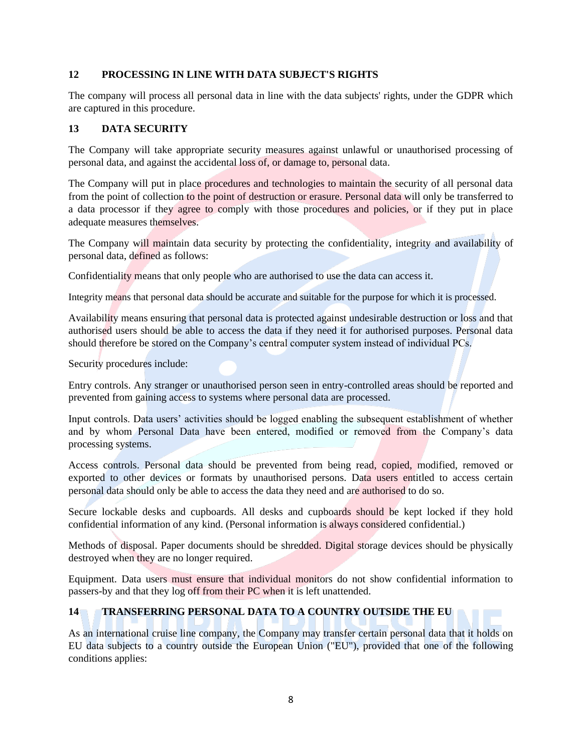## 12 PROCESSING IN LINE WITH DATA SUBJECT'S RIGHTS

The company will process all personal data in line with the data subjects' rights, under the GDPR which are captured in this procedure.

## 13 DATA SECURITY

The Company will take appropriate security measures against unlawful or unauthorised processing of personal data, and against the accidental loss of, or damage to, personal data.

The Company will put in place procedures and technologies to maintain the security of all personal data from the point of collection to the point of destruction or erasure. Personal data will only be transferred to a data processor if they agree to comply with those procedures and policies, or if they put in place adequate measures themselves.

The Company will maintain data security by protecting the confidentiality, integrity and availability of personal data, defined as follows:

Confidentiality means that only people who are authorised to use the data can access it.

Integrity means that personal data should be accurate and suitable for the purpose for which it is processed.

Availability means ensuring that personal data is protected against undesirable destruction or loss and that authorised users should be able to access the data if they need it for authorised purposes. Personal data should therefore be stored on the Company's central computer system instead of individual PCs.

Security procedures include:

Entry controls. Any stranger or unauthorised person seen in entry-controlled areas should be reported and prevented from gaining access to systems where personal data are processed.

Input controls. Data users' activities should be logged enabling the subsequent establishment of whether and by whom Personal Data have been entered, modified or removed from the Company's data processing systems.

Access controls. Personal data should be prevented from being read, copied, modified, removed or exported to other devices or formats by unauthorised persons. Data users entitled to access certain personal data should only be able to access the data they need and are authorised to do so.

Secure lockable desks and cupboards. All desks and cupboards should be kept locked if they hold confidential information of any kind. (Personal information is always considered confidential.)

Methods of disposal. Paper documents should be shredded. Digital storage devices should be physically destroyed when they are no longer required.

Equipment. Data users must ensure that individual monitors do not show confidential information to passers-by and that they log off from their PC when it is left unattended.

## 14 TRANSFERRING PERSONAL DATA TO A COUNTRY OUTSIDE THE EU

As an international cruise line company, the Company may transfer certain personal data that it holds on EU data subjects to a country outside the European Union ("EU"), provided that one of the following conditions applies: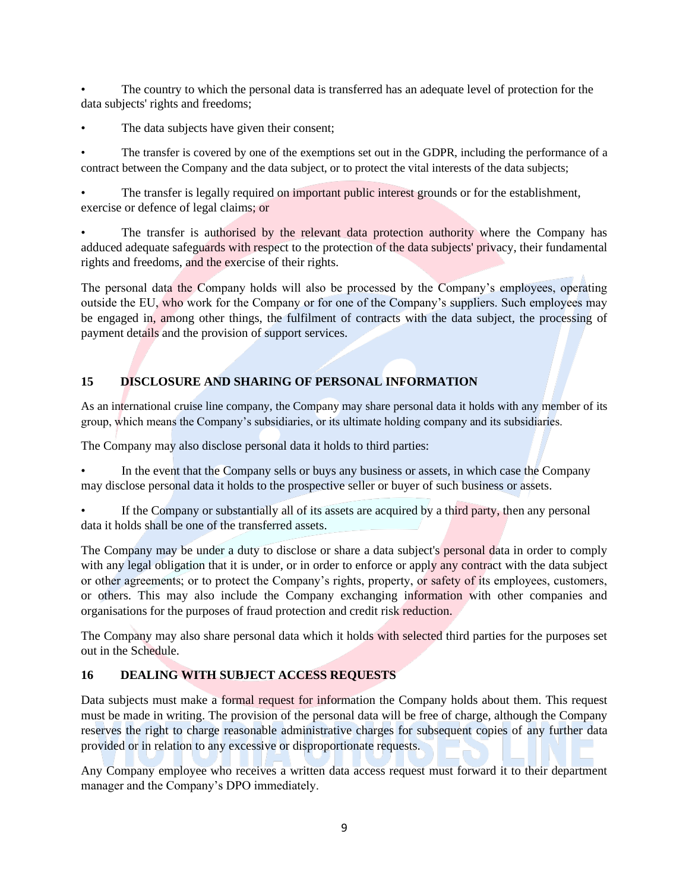- The country to which the personal data is transferred has an adequate level of protection for the data subjects' rights and freedoms;
- The data subjects have given their consent;
- The transfer is covered by one of the exemptions set out in the GDPR, including the performance of a contract between the Company and the data subject, or to protect the vital interests of the data subjects;
- The transfer is legally required on important public interest grounds or for the establishment, exercise or defence of legal claims; or
- The transfer is authorised by the relevant data protection authority where the Company has adduced adequate safeguards with respect to the protection of the data subjects' privacy, their fundamental rights and freedoms, and the exercise of their rights.

The personal data the Company holds will also be processed by the Company's employees, operating outside the EU, who work for the Company or for one of the Company's suppliers. Such employees may be engaged in, among other things, the fulfilment of contracts with the data subject, the processing of payment details and the provision of support services.

## 15 DISCLOSURE AND SHARING OF PERSONAL INFORMATION

As an international cruise line company, the Company may share personal data it holds with any member of its group, which means the Company's subsidiaries, or its ultimate holding company and its subsidiaries.

The Company may also disclose personal data it holds to third parties:

- In the event that the Company sells or buys any business or assets, in which case the Company may disclose personal data it holds to the prospective seller or buyer of such business or assets.
- If the Company or substantially all of its assets are acquired by a third party, then any personal data it holds shall be one of the transferred assets.

The Company may be under a duty to disclose or share a data subject's personal data in order to comply with any legal obligation that it is under, or in order to enforce or apply any contract with the data subject or other agreements; or to protect the Company's rights, property, or safety of its employees, customers, or others. This may also include the Company exchanging information with other companies and organisations for the purposes of fraud protection and credit risk reduction.

The Company may also share personal data which it holds with selected third parties for the purposes set out in the Schedule.

## 16 DEALING WITH SUBJECT ACCESS REQUESTS

Data subjects must make a formal request for information the Company holds about them. This request must be made in writing. The provision of the personal data will be free of charge, although the Company reserves the right to charge reasonable administrative charges for subsequent copies of any further data provided or in relation to any excessive or disproportionate requests.

Any Company employee who receives a written data access request must forward it to their department manager and the Company's DPO immediately.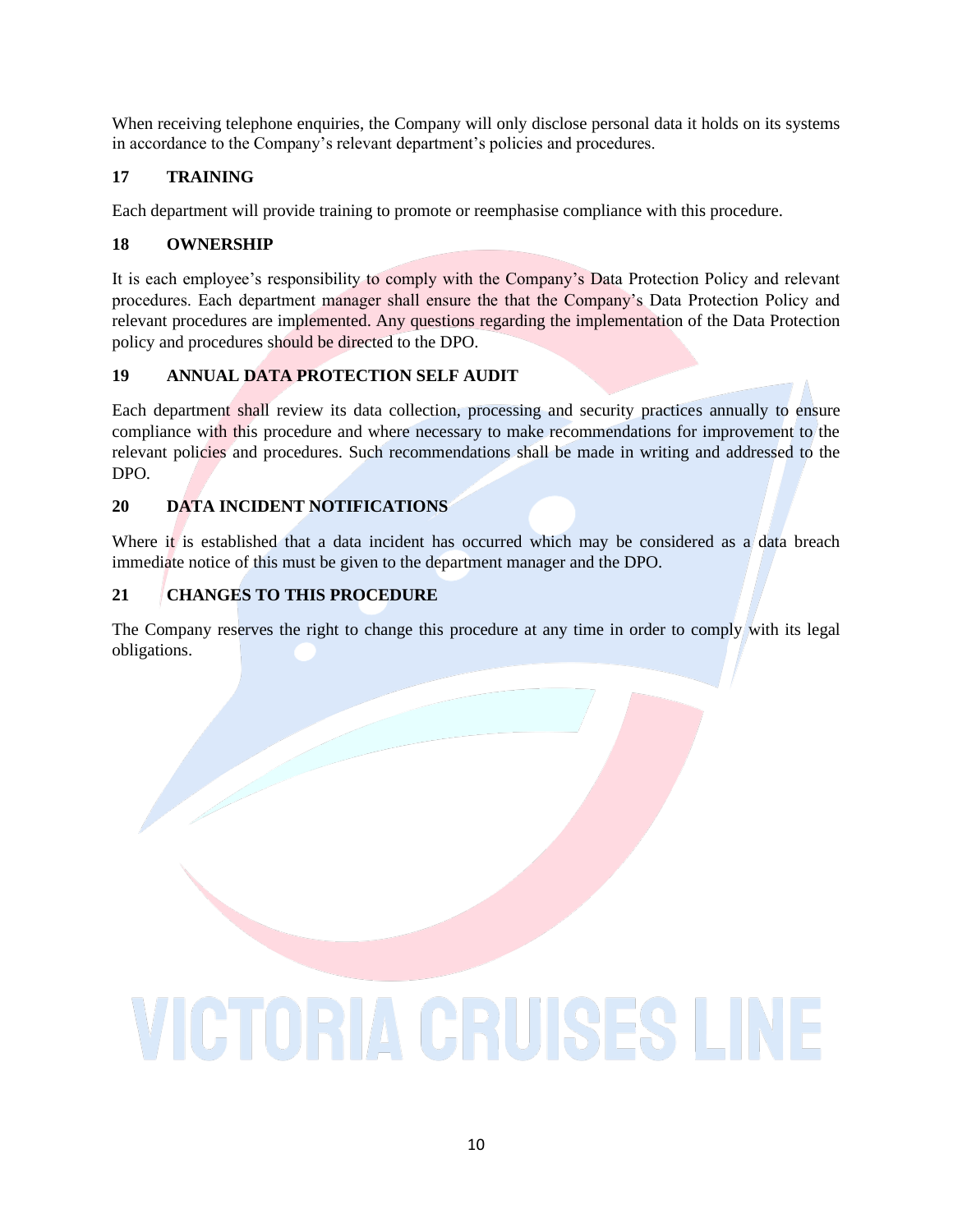When receiving telephone enquiries, the Company will only disclose personal data it holds on its systems in accordance to the Company's relevant department's policies and procedures.

## 17 TRAINING

Each department will provide training to promote or reemphasise compliance with this procedure.

## 18 OWNERSHIP

It is each employee's responsibility to comply with the Company's Data Protection Policy and relevant procedures. Each department manager shall ensure the that the Company's Data Protection Policy and relevant procedures are implemented. Any questions regarding the implementation of the Data Protection policy and procedures should be directed to the DPO.

## 19 ANNUAL DATA PROTECTION SELF AUDIT

Each department shall review its data collection, processing and security practices annually to ensure compliance with this procedure and where necessary to make recommendations for improvement to the relevant policies and procedures. Such recommendations shall be made in writing and addressed to the DPO.

## 20 DATA INCIDENT NOTIFICATIONS

Where it is established that a data incident has occurred which may be considered as a data breach immediate notice of this must be given to the department manager and the DPO.

## 21 CHANGES TO THIS PROCEDURE

The Company reserves the right to change this procedure at any time in order to comply with its legal obligations.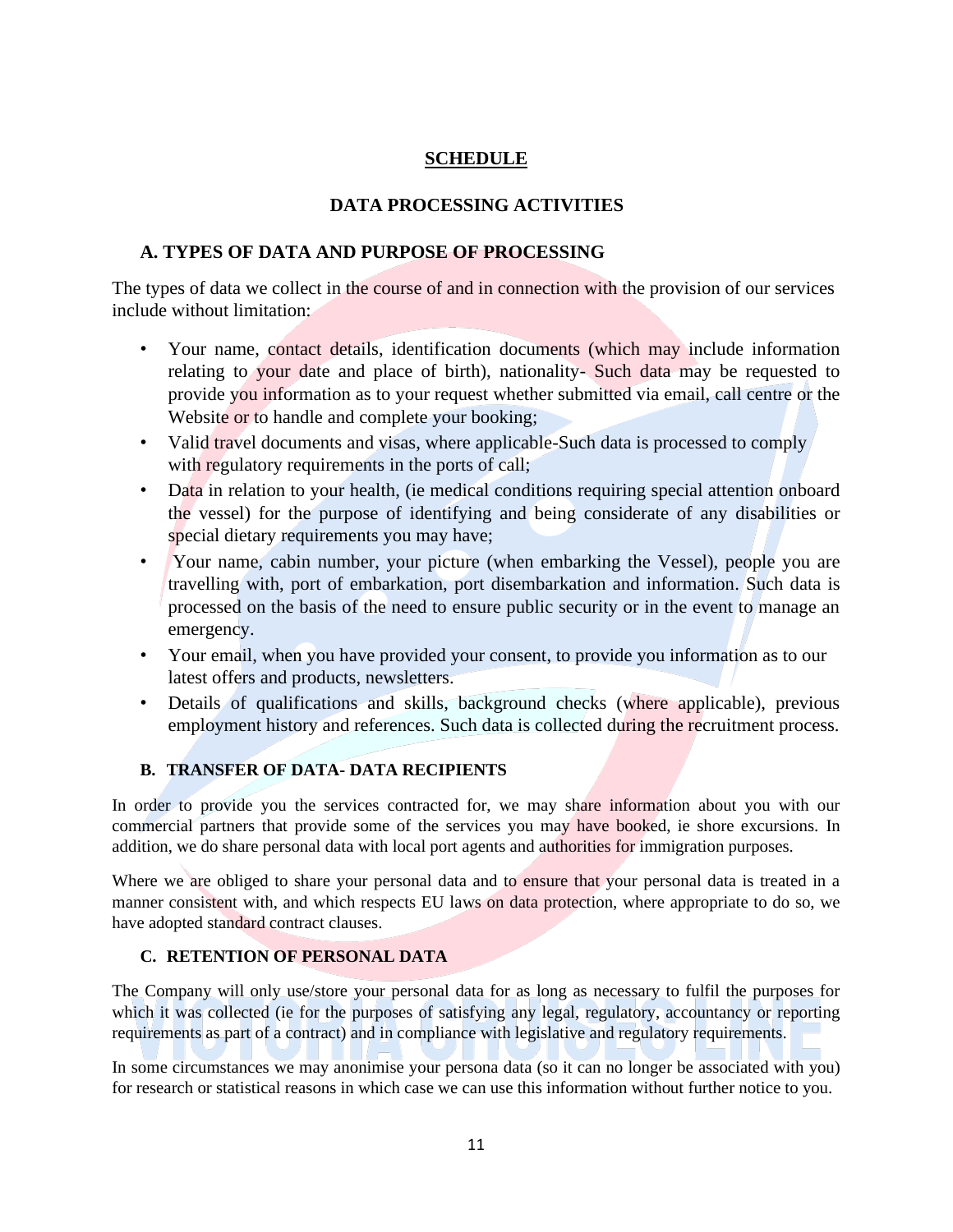## SCHEDULE

## DATA PROCESSING ACTIVITIES

### A. TYPES OF DATA AND PURPOSE OF PROCESSING

The types of data we collect in the course of and in connection with the provision of our services include without limitation:

- Your name, contact details, identification documents (which may include information relating to your date and place of birth), nationality- Such data may be requested to provide you information as to your request whether submitted via email, call centre or the Website or to handle and complete your booking;
- Valid travel documents and visas, where applicable-Such data is processed to comply with regulatory requirements in the ports of call;
- Data in relation to your health, (ie medical conditions requiring special attention onboard the vessel) for the purpose of identifying and being considerate of any disabilities or special dietary requirements you may have;
- Your name, cabin number, your picture (when embarking the Vessel), people you are travelling with, port of embarkation, port disembarkation and information. Such data is processed on the basis of the need to ensure public security or in the event to manage an emergency.
- Your email, when you have provided your consent, to provide you information as to our latest offers and products, newsletters.
- Details of qualifications and skills, background checks (where applicable), previous employment history and references. Such data is collected during the recruitment process.

### B. TRANSFER OF DATA- DATA RECIPIENTS

In order to provide you the services contracted for, we may share information about you with our commercial partners that provide some of the services you may have booked, ie shore excursions. In addition, we do share personal data with local port agents and authorities for immigration purposes.

Where we are obliged to share your personal data and to ensure that your personal data is treated in a manner consistent with, and which respects EU laws on data protection, where appropriate to do so, we have adopted standard contract clauses.

### C. RETENTION OF PERSONAL DATA

The Company will only use/store your personal data for as long as necessary to fulfil the purposes for which it was collected (ie for the purposes of satisfying any legal, regulatory, accountancy or reporting requirements as part of a contract) and in compliance with legislative and regulatory requirements.

In some circumstances we may anonimise your persona data (so it can no longer be associated with you) for research or statistical reasons in which case we can use this information without further notice to you.